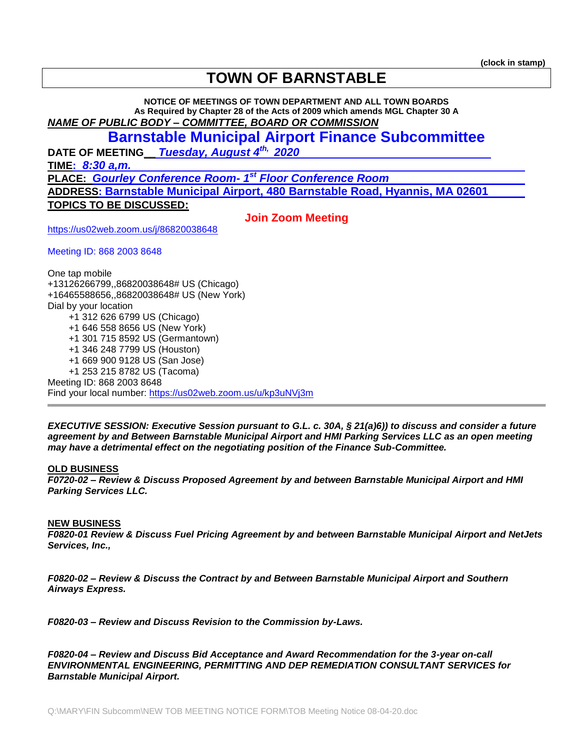(clock in stamp)

# TOWN OF BARNSTABLE

**NOTICE OF MEETINGS OF TOWN DEPARTMENT AND ALL TOWN BOARDS**
**As Required by Chapter 28 of the Acts of 2009 which amends MGL Chapter 30 A**

***NAME OF PUBLIC BODY – COMMITTEE, BOARD OR COMMISSION***

## Barnstable Municipal Airport Finance Subcommittee

**DATE OF MEETING** ***Tuesday, August 4th, 2020***

**TIME:** ***8:30 a,m.***

**PLACE:** ***Gourley Conference Room- 1st Floor Conference Room***

**ADDRESS: Barnstable Municipal Airport, 480 Barnstable Road, Hyannis, MA 02601**

**TOPICS TO BE DISCUSSED:**

**Join Zoom Meeting**

https://us02web.zoom.us/j/86820038648

Meeting ID: 868 2003 8648

One tap mobile
+13126266799,,86820038648# US (Chicago)
+16465588656,,86820038648# US (New York)
Dial by your location
- +1 312 626 6799 US (Chicago)
- +1 646 558 8656 US (New York)
- +1 301 715 8592 US (Germantown)
- +1 346 248 7799 US (Houston)
- +1 669 900 9128 US (San Jose)
- +1 253 215 8782 US (Tacoma)

Meeting ID: 868 2003 8648
Find your local number: https://us02web.zoom.us/u/kp3uNVj3m

---

***EXECUTIVE SESSION: Executive Session pursuant to G.L. c. 30A, § 21(a)6)) to discuss and consider a future agreement by and Between Barnstable Municipal Airport and HMI Parking Services LLC as an open meeting may have a detrimental effect on the negotiating position of the Finance Sub-Committee.***

**OLD BUSINESS**

***F0720-02 – Review & Discuss Proposed Agreement by and between Barnstable Municipal Airport and HMI Parking Services LLC.***

**NEW BUSINESS**

***F0820-01 Review & Discuss Fuel Pricing Agreement by and between Barnstable Municipal Airport and NetJets Services, Inc.,***

***F0820-02 – Review & Discuss the Contract by and Between Barnstable Municipal Airport and Southern Airways Express.***

***F0820-03 – Review and Discuss Revision to the Commission by-Laws.***

***F0820-04 – Review and Discuss Bid Acceptance and Award Recommendation for the 3-year on-call ENVIRONMENTAL ENGINEERING, PERMITTING AND DEP REMEDIATION CONSULTANT SERVICES for Barnstable Municipal Airport.***

Q:\MARY\FIN Subcomm\NEW TOB MEETING NOTICE FORM\TOB Meeting Notice 08-04-20.doc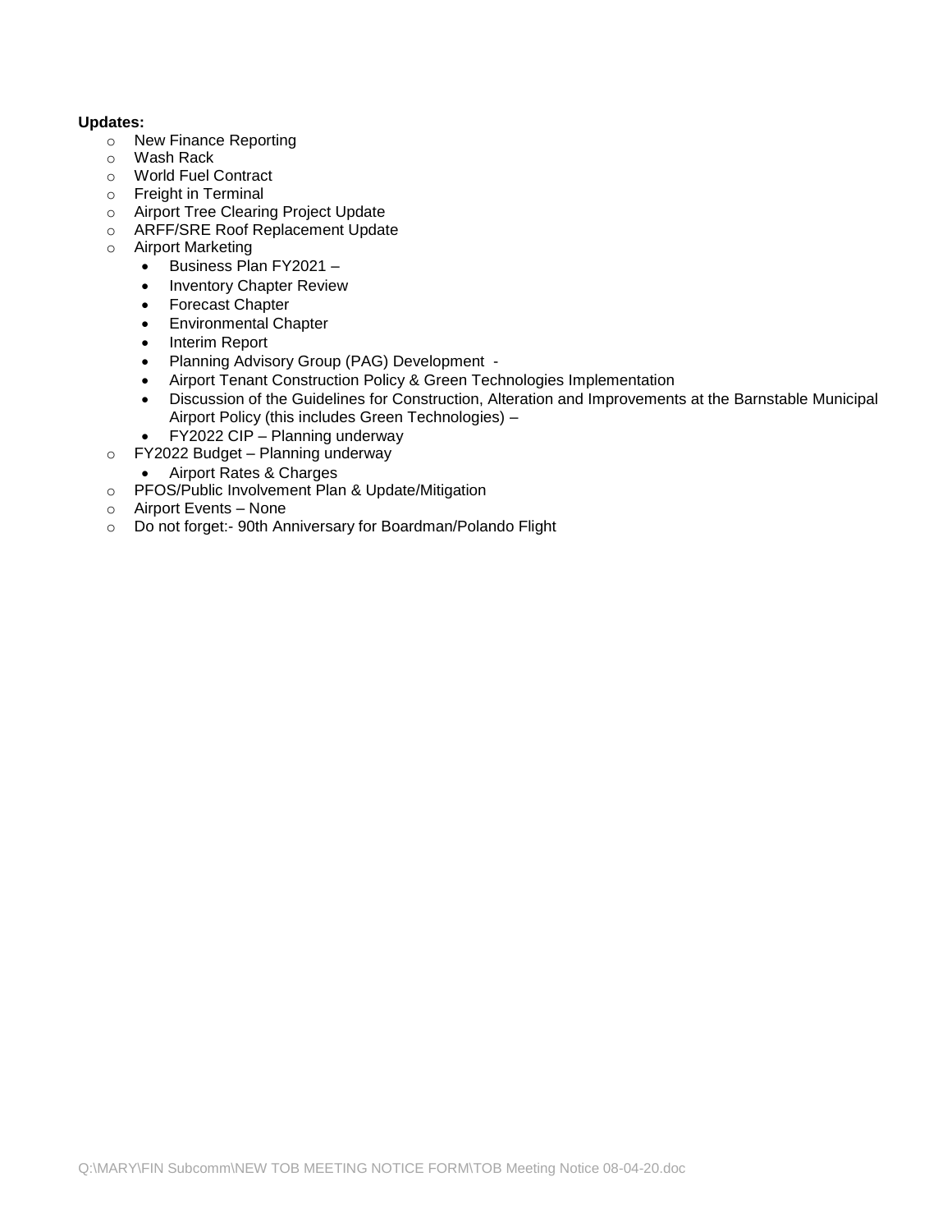**Updates:**

- New Finance Reporting
- Wash Rack
- World Fuel Contract
- Freight in Terminal
- Airport Tree Clearing Project Update
- ARFF/SRE Roof Replacement Update
- Airport Marketing
  - Business Plan FY2021 –
  - Inventory Chapter Review
  - Forecast Chapter
  - Environmental Chapter
  - Interim Report
  - Planning Advisory Group (PAG) Development -
  - Airport Tenant Construction Policy & Green Technologies Implementation
  - Discussion of the Guidelines for Construction, Alteration and Improvements at the Barnstable Municipal Airport Policy (this includes Green Technologies) –
  - FY2022 CIP – Planning underway
- FY2022 Budget – Planning underway
  - Airport Rates & Charges
- PFOS/Public Involvement Plan & Update/Mitigation
- Airport Events – None
- Do not forget:- 90th Anniversary for Boardman/Polando Flight

Q:\MARY\FIN Subcomm\NEW TOB MEETING NOTICE FORM\TOB Meeting Notice 08-04-20.doc